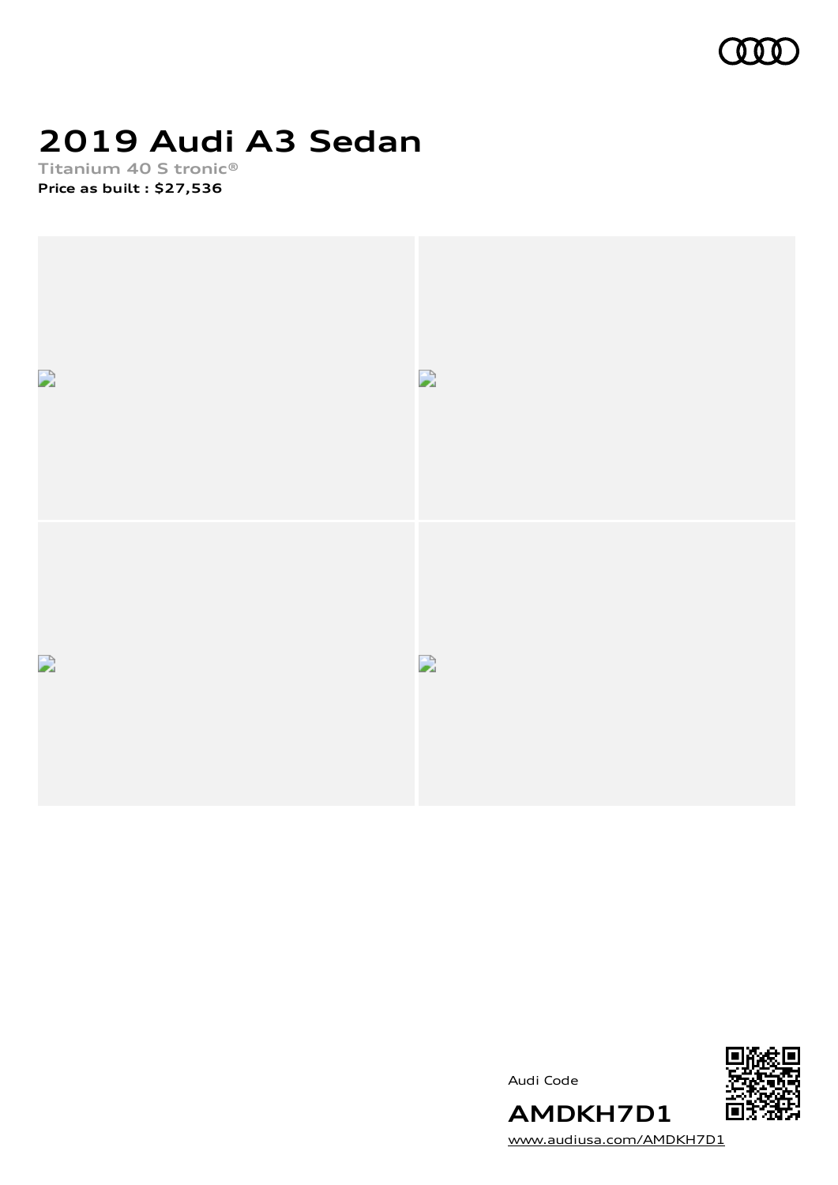# 2019 Audi A3 Sedan

**Titanium 40 S tronic®**

**Price as built : $27,536**

Audi Code

**AMDKH7D1**

www.audiusa.com/AMDKH7D1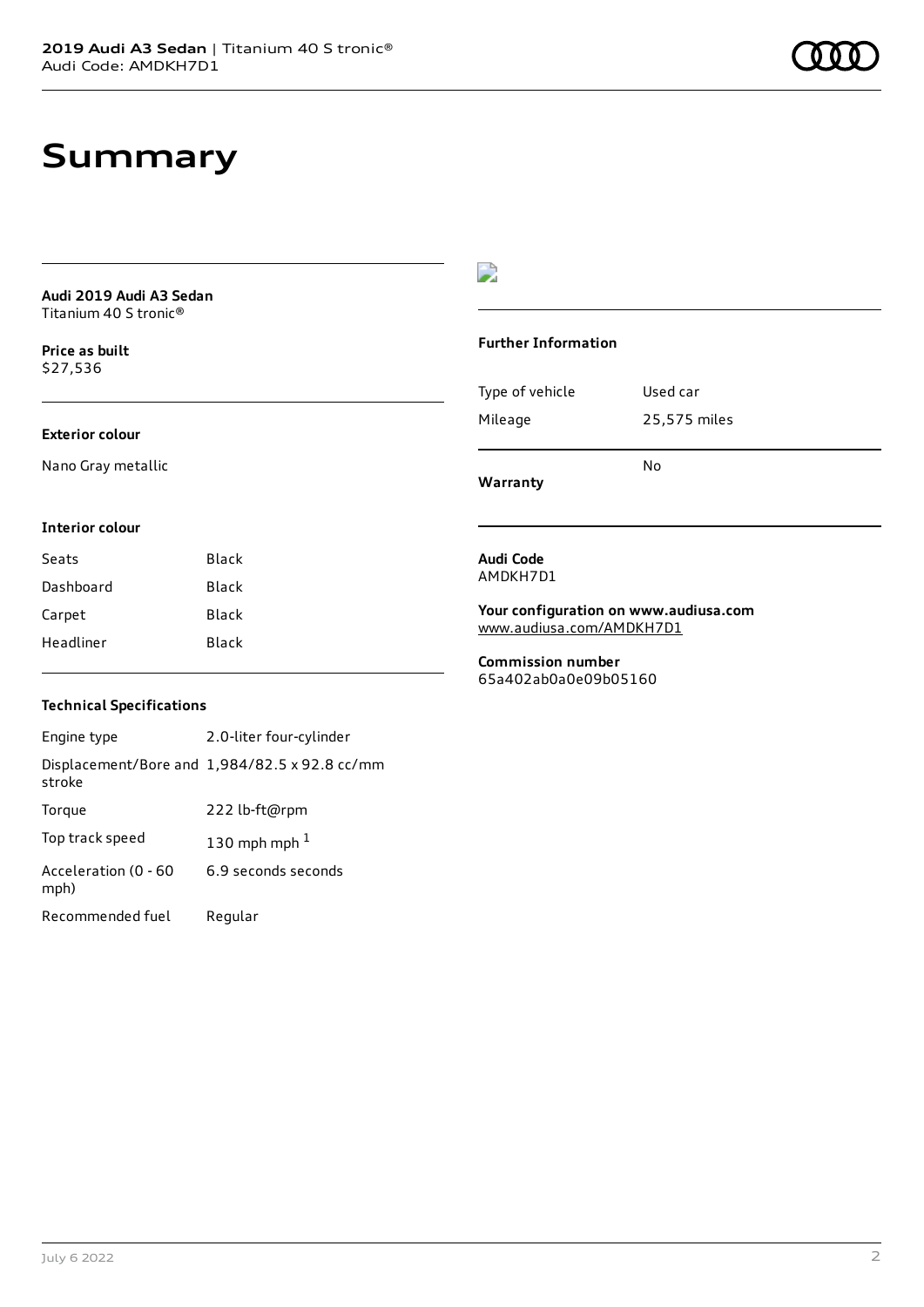# Summary

**Audi 2019 Audi A3 Sedan**
Titanium 40 S tronic®

**Price as built**
$27,536

### Exterior colour

Nano Gray metallic

### Interior colour

| Seats | Black |
|---|---|
| Dashboard | Black |
| Carpet | Black |
| Headliner | Black |

### Technical Specifications

| Engine type | 2.0-liter four-cylinder |
|---|---|
| Displacement/Bore and stroke | 1,984/82.5 x 92.8 cc/mm |
| Torque | 222 lb-ft@rpm |
| Top track speed | 130 mph mph [1] |
| Acceleration (0 - 60 mph) | 6.9 seconds seconds |
| Recommended fuel | Regular |

### Further Information

| Type of vehicle | Used car |
|---|---|
| Mileage | 25,575 miles |
| **Warranty** | No |

**Audi Code**
AMDKH7D1

**Your configuration on www.audiusa.com**
www.audiusa.com/AMDKH7D1

**Commission number**
65a402ab0a0e09b05160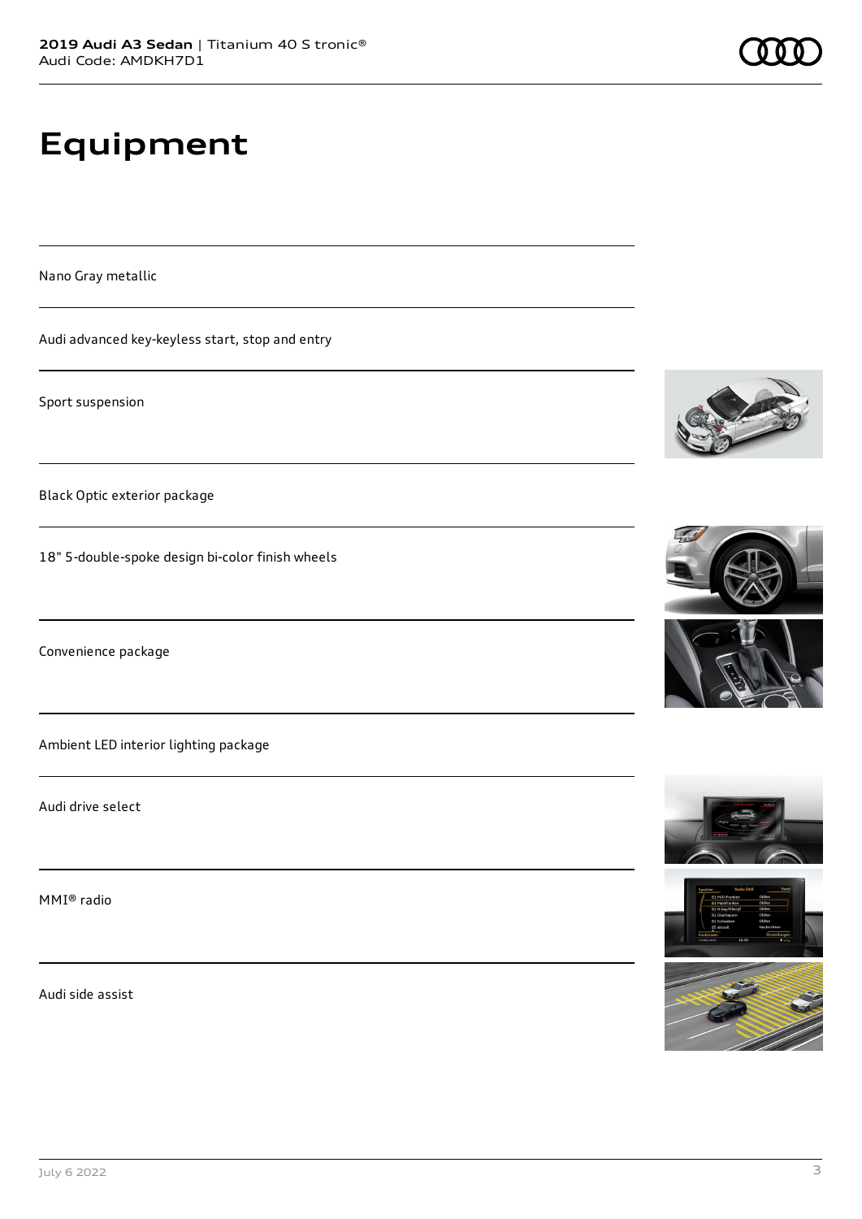# Equipment

Nano Gray metallic

Audi advanced key-keyless start, stop and entry

Sport suspension

Black Optic exterior package

18" 5-double-spoke design bi-color finish wheels

Convenience package

Ambient LED interior lighting package

Audi drive select

MMI® radio

Audi side assist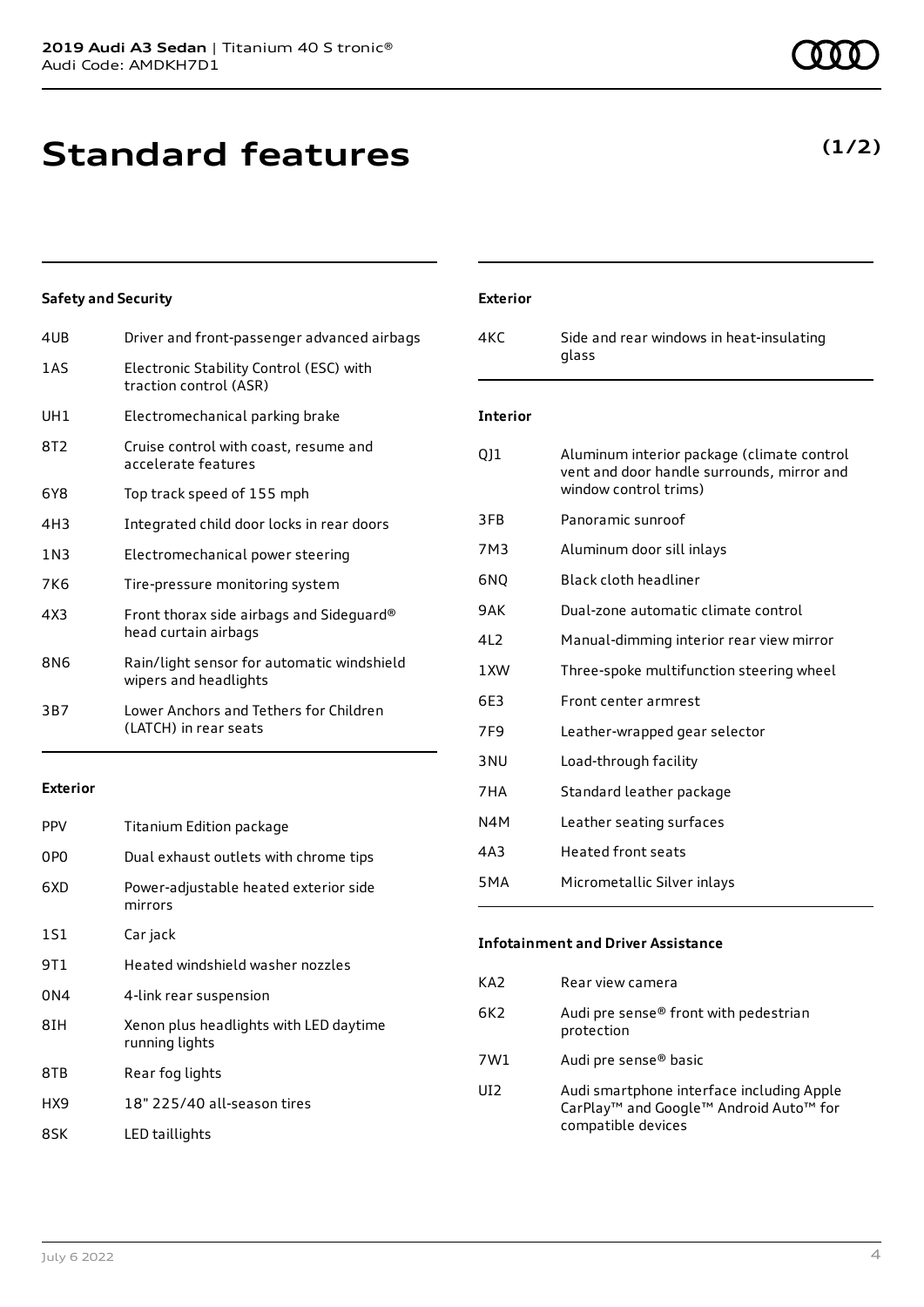# Standard features

**(1/2)**

### Safety and Security

| | |
|---|---|
| 4UB | Driver and front-passenger advanced airbags |
| 1AS | Electronic Stability Control (ESC) with traction control (ASR) |
| UH1 | Electromechanical parking brake |
| 8T2 | Cruise control with coast, resume and accelerate features |
| 6Y8 | Top track speed of 155 mph |
| 4H3 | Integrated child door locks in rear doors |
| 1N3 | Electromechanical power steering |
| 7K6 | Tire-pressure monitoring system |
| 4X3 | Front thorax side airbags and Sideguard® head curtain airbags |
| 8N6 | Rain/light sensor for automatic windshield wipers and headlights |
| 3B7 | Lower Anchors and Tethers for Children (LATCH) in rear seats |

### Exterior

| | |
|---|---|
| PPV | Titanium Edition package |
| 0P0 | Dual exhaust outlets with chrome tips |
| 6XD | Power-adjustable heated exterior side mirrors |
| 1S1 | Car jack |
| 9T1 | Heated windshield washer nozzles |
| 0N4 | 4-link rear suspension |
| 8IH | Xenon plus headlights with LED daytime running lights |
| 8TB | Rear fog lights |
| HX9 | 18" 225/40 all-season tires |
| 8SK | LED taillights |

### Exterior

| | |
|---|---|
| 4KC | Side and rear windows in heat-insulating glass |

### Interior

| | |
|---|---|
| QJ1 | Aluminum interior package (climate control vent and door handle surrounds, mirror and window control trims) |
| 3FB | Panoramic sunroof |
| 7M3 | Aluminum door sill inlays |
| 6NQ | Black cloth headliner |
| 9AK | Dual-zone automatic climate control |
| 4L2 | Manual-dimming interior rear view mirror |
| 1XW | Three-spoke multifunction steering wheel |
| 6E3 | Front center armrest |
| 7F9 | Leather-wrapped gear selector |
| 3NU | Load-through facility |
| 7HA | Standard leather package |
| N4M | Leather seating surfaces |
| 4A3 | Heated front seats |
| 5MA | Micrometallic Silver inlays |

### Infotainment and Driver Assistance

| | |
|---|---|
| KA2 | Rear view camera |
| 6K2 | Audi pre sense® front with pedestrian protection |
| 7W1 | Audi pre sense® basic |
| UI2 | Audi smartphone interface including Apple CarPlay™ and Google™ Android Auto™ for compatible devices |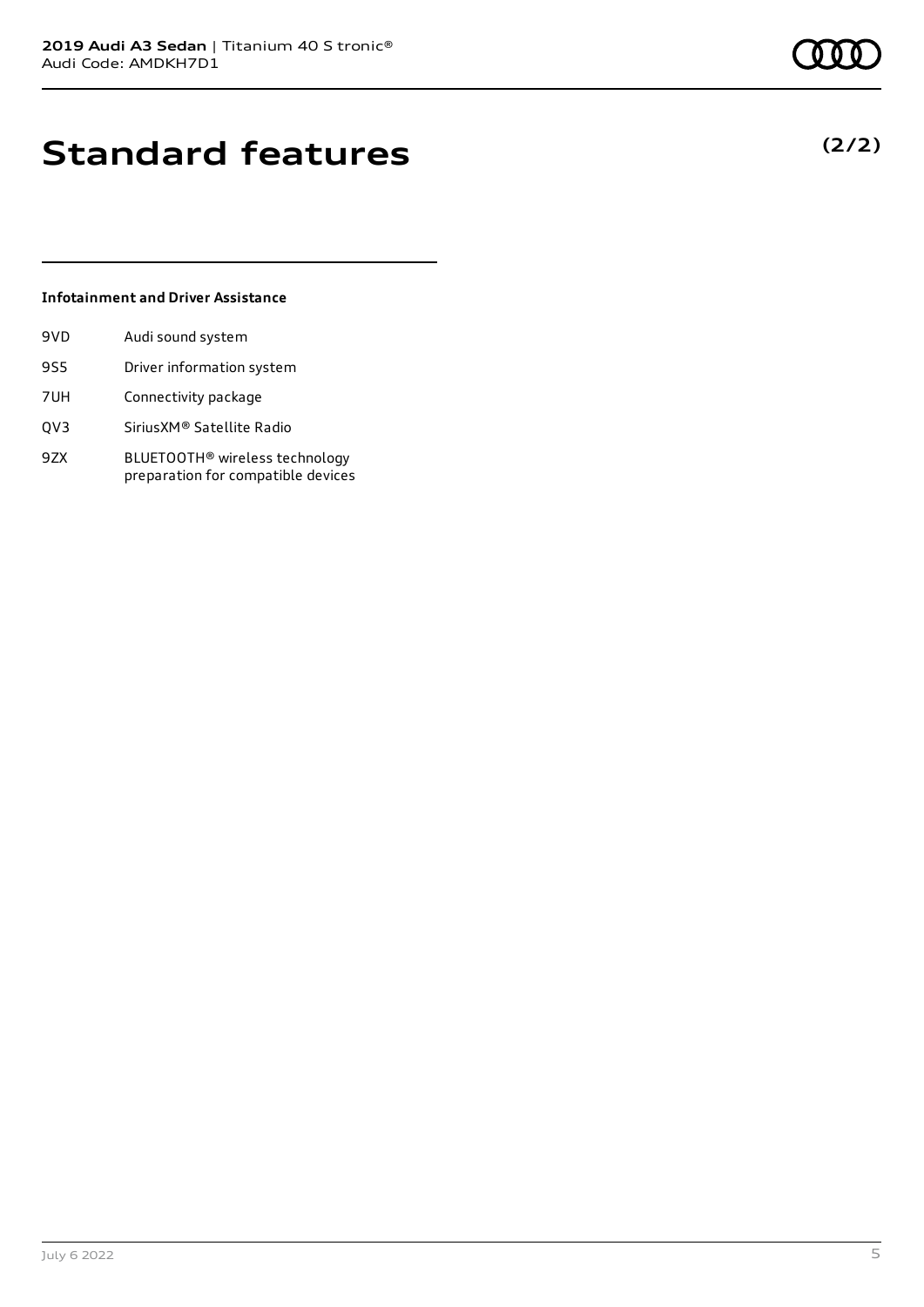# Standard features

**(2/2)**

### Infotainment and Driver Assistance

| | |
|---|---|
| 9VD | Audi sound system |
| 9S5 | Driver information system |
| 7UH | Connectivity package |
| QV3 | SiriusXM® Satellite Radio |
| 9ZX | BLUETOOTH® wireless technology preparation for compatible devices |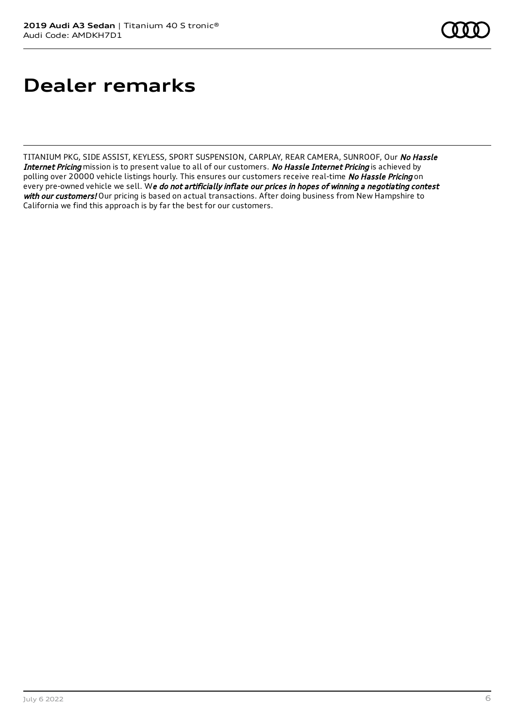# Dealer remarks

TITANIUM PKG, SIDE ASSIST, KEYLESS, SPORT SUSPENSION, CARPLAY, REAR CAMERA, SUNROOF, Our ***No Hassle Internet Pricing*** mission is to present value to all of our customers. ***No Hassle Internet Pricing*** is achieved by polling over 20000 vehicle listings hourly. This ensures our customers receive real-time ***No Hassle Pricing*** on every pre-owned vehicle we sell. W***e do not artificially inflate our prices in hopes of winning a negotiating contest with our customers!*** Our pricing is based on actual transactions. After doing business from New Hampshire to California we find this approach is by far the best for our customers.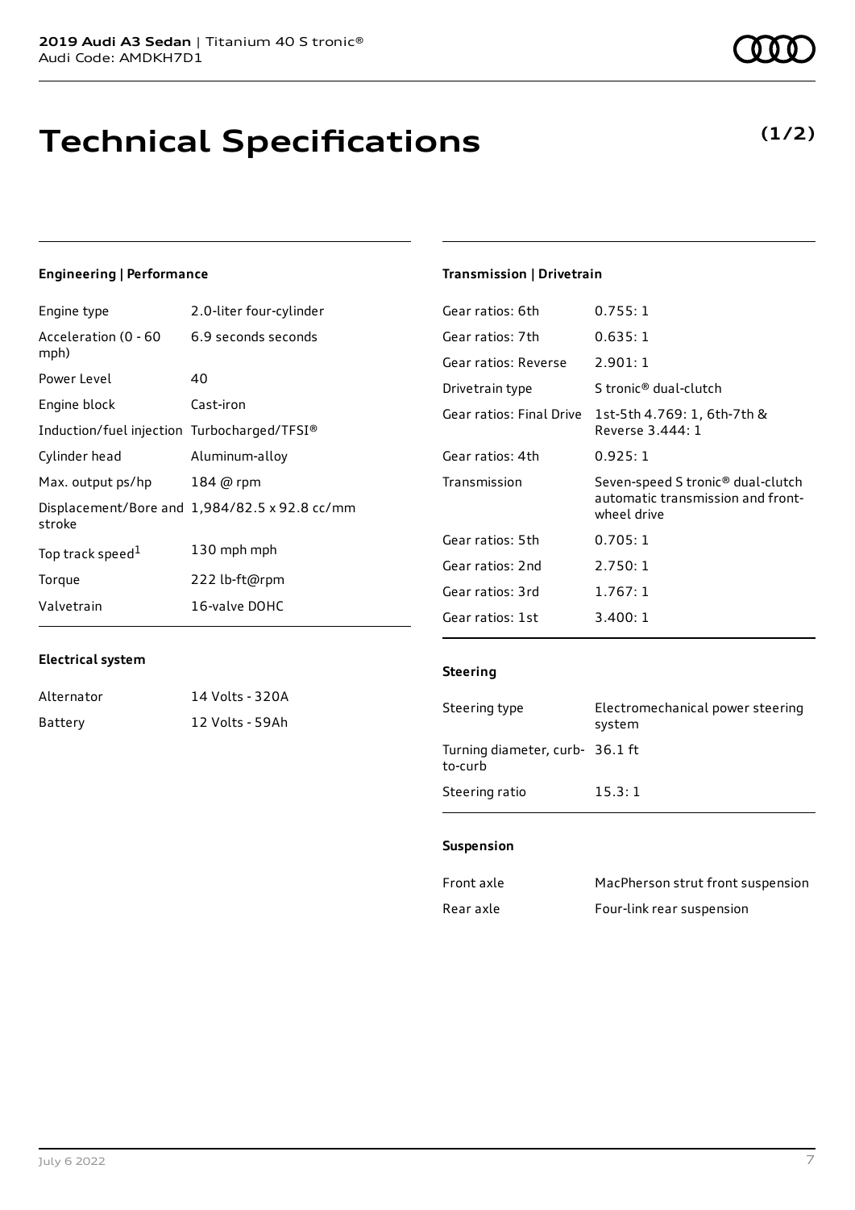# Technical Specifications

**(1/2)**

### Engineering | Performance

| | |
|---|---|
| Engine type | 2.0-liter four-cylinder |
| Acceleration (0 - 60 mph) | 6.9 seconds seconds |
| Power Level | 40 |
| Engine block | Cast-iron |
| Induction/fuel injection | Turbocharged/TFSI® |
| Cylinder head | Aluminum-alloy |
| Max. output ps/hp | 184 @ rpm |
| Displacement/Bore and stroke | 1,984/82.5 x 92.8 cc/mm |
| Top track speed[1] | 130 mph mph |
| Torque | 222 lb-ft@rpm |
| Valvetrain | 16-valve DOHC |

### Electrical system

| | |
|---|---|
| Alternator | 14 Volts - 320A |
| Battery | 12 Volts - 59Ah |

### Transmission | Drivetrain

| | |
|---|---|
| Gear ratios: 6th | 0.755: 1 |
| Gear ratios: 7th | 0.635: 1 |
| Gear ratios: Reverse | 2.901: 1 |
| Drivetrain type | S tronic® dual-clutch |
| Gear ratios: Final Drive | 1st-5th 4.769: 1, 6th-7th & Reverse 3.444: 1 |
| Gear ratios: 4th | 0.925: 1 |
| Transmission | Seven-speed S tronic® dual-clutch automatic transmission and front-wheel drive |
| Gear ratios: 5th | 0.705: 1 |
| Gear ratios: 2nd | 2.750: 1 |
| Gear ratios: 3rd | 1.767: 1 |
| Gear ratios: 1st | 3.400: 1 |

### Steering

| | |
|---|---|
| Steering type | Electromechanical power steering system |
| Turning diameter, curb-to-curb | 36.1 ft |
| Steering ratio | 15.3: 1 |

### Suspension

| | |
|---|---|
| Front axle | MacPherson strut front suspension |
| Rear axle | Four-link rear suspension |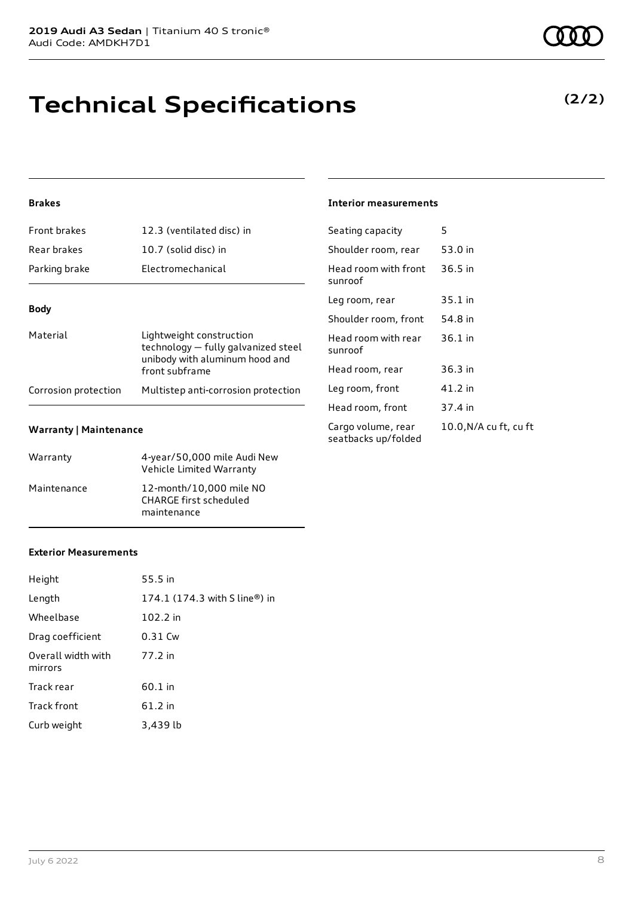# Technical Specifications

**(2/2)**

### Brakes

| | |
|---|---|
| Front brakes | 12.3 (ventilated disc) in |
| Rear brakes | 10.7 (solid disc) in |
| Parking brake | Electromechanical |

### Body

| | |
|---|---|
| Material | Lightweight construction technology — fully galvanized steel unibody with aluminum hood and front subframe |
| Corrosion protection | Multistep anti-corrosion protection |

### Warranty | Maintenance

| | |
|---|---|
| Warranty | 4-year/50,000 mile Audi New Vehicle Limited Warranty |
| Maintenance | 12-month/10,000 mile NO CHARGE first scheduled maintenance |

### Exterior Measurements

| | |
|---|---|
| Height | 55.5 in |
| Length | 174.1 (174.3 with S line®) in |
| Wheelbase | 102.2 in |
| Drag coefficient | 0.31 Cw |
| Overall width with mirrors | 77.2 in |
| Track rear | 60.1 in |
| Track front | 61.2 in |
| Curb weight | 3,439 lb |

### Interior measurements

| | |
|---|---|
| Seating capacity | 5 |
| Shoulder room, rear | 53.0 in |
| Head room with front sunroof | 36.5 in |
| Leg room, rear | 35.1 in |
| Shoulder room, front | 54.8 in |
| Head room with rear sunroof | 36.1 in |
| Head room, rear | 36.3 in |
| Leg room, front | 41.2 in |
| Head room, front | 37.4 in |
| Cargo volume, rear seatbacks up/folded | 10.0,N/A cu ft, cu ft |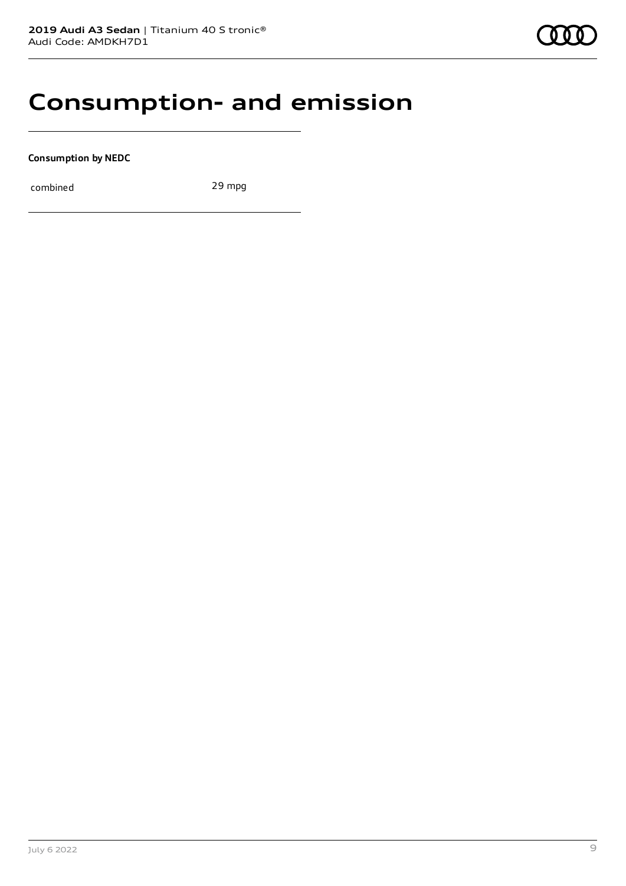# Consumption- and emission

**Consumption by NEDC**

| | |
|---|---|
| combined | 29 mpg |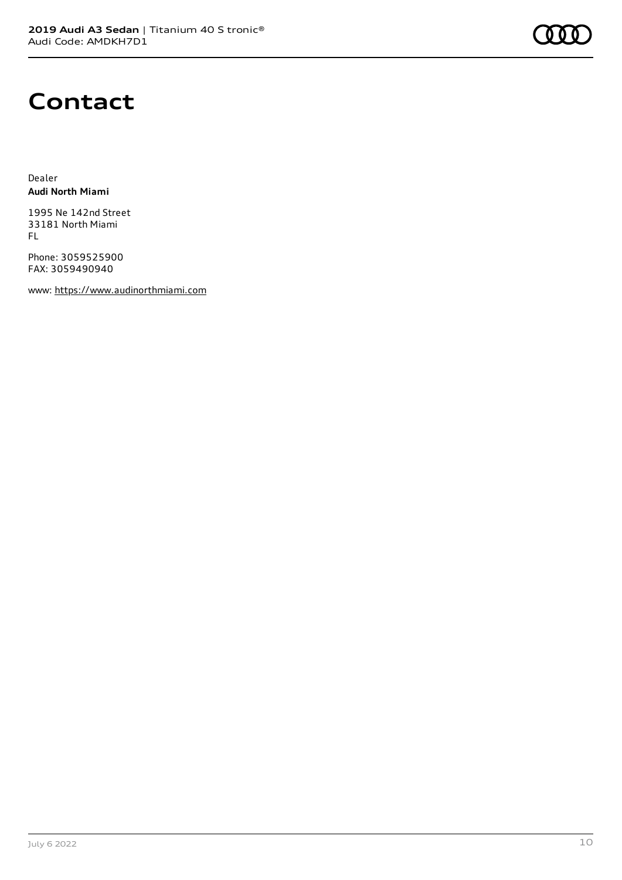# Contact

Dealer
**Audi North Miami**

1995 Ne 142nd Street
33181 North Miami
FL

Phone: 3059525900
FAX: 3059490940

www: https://www.audinorthmiami.com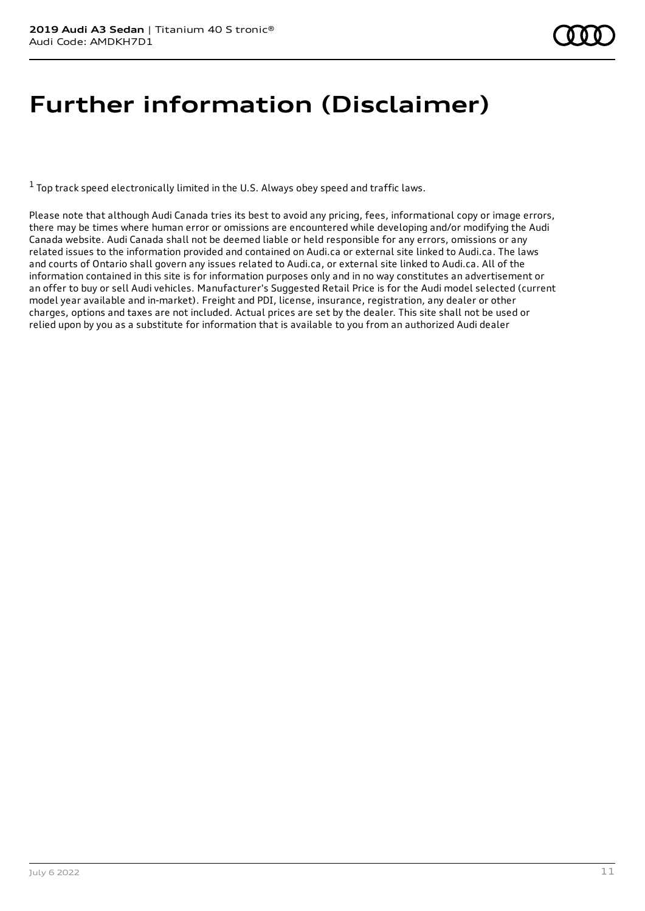# Further information (Disclaimer)

[1] Top track speed electronically limited in the U.S. Always obey speed and traffic laws.

Please note that although Audi Canada tries its best to avoid any pricing, fees, informational copy or image errors, there may be times where human error or omissions are encountered while developing and/or modifying the Audi Canada website. Audi Canada shall not be deemed liable or held responsible for any errors, omissions or any related issues to the information provided and contained on Audi.ca or external site linked to Audi.ca. The laws and courts of Ontario shall govern any issues related to Audi.ca, or external site linked to Audi.ca. All of the information contained in this site is for information purposes only and in no way constitutes an advertisement or an offer to buy or sell Audi vehicles. Manufacturer's Suggested Retail Price is for the Audi model selected (current model year available and in-market). Freight and PDI, license, insurance, registration, any dealer or other charges, options and taxes are not included. Actual prices are set by the dealer. This site shall not be used or relied upon by you as a substitute for information that is available to you from an authorized Audi dealer